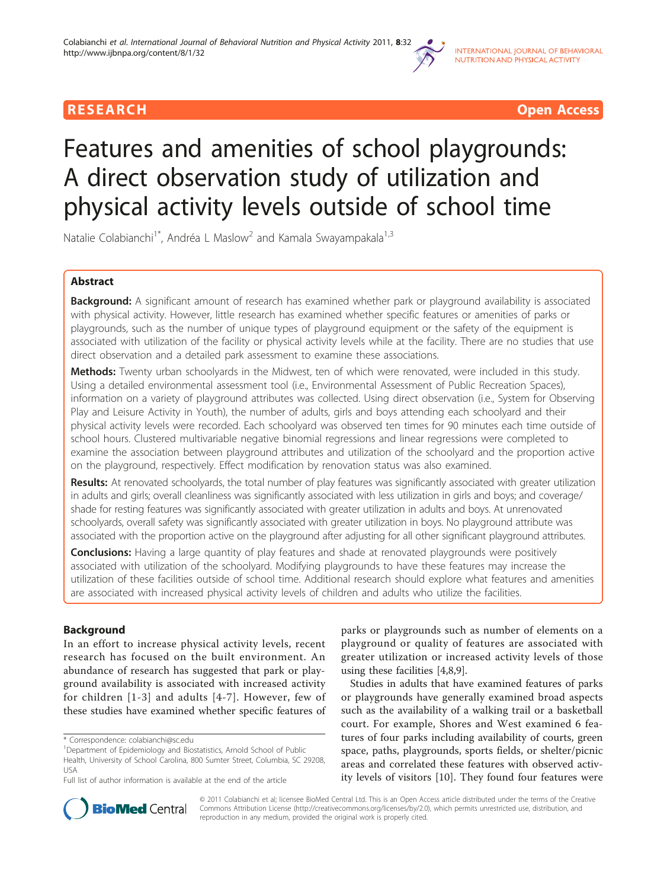**RESEARCH** **Open Access**

# Features and amenities of school playgrounds: A direct observation study of utilization and physical activity levels outside of school time

Natalie Colabianchi[1*], Andréa L Maslow[2] and Kamala Swayampakala[1,3]

## Abstract

**Background:** A significant amount of research has examined whether park or playground availability is associated with physical activity. However, little research has examined whether specific features or amenities of parks or playgrounds, such as the number of unique types of playground equipment or the safety of the equipment is associated with utilization of the facility or physical activity levels while at the facility. There are no studies that use direct observation and a detailed park assessment to examine these associations.

**Methods:** Twenty urban schoolyards in the Midwest, ten of which were renovated, were included in this study. Using a detailed environmental assessment tool (i.e., Environmental Assessment of Public Recreation Spaces), information on a variety of playground attributes was collected. Using direct observation (i.e., System for Observing Play and Leisure Activity in Youth), the number of adults, girls and boys attending each schoolyard and their physical activity levels were recorded. Each schoolyard was observed ten times for 90 minutes each time outside of school hours. Clustered multivariable negative binomial regressions and linear regressions were completed to examine the association between playground attributes and utilization of the schoolyard and the proportion active on the playground, respectively. Effect modification by renovation status was also examined.

**Results:** At renovated schoolyards, the total number of play features was significantly associated with greater utilization in adults and girls; overall cleanliness was significantly associated with less utilization in girls and boys; and coverage/shade for resting features was significantly associated with greater utilization in adults and boys. At unrenovated schoolyards, overall safety was significantly associated with greater utilization in boys. No playground attribute was associated with the proportion active on the playground after adjusting for all other significant playground attributes.

**Conclusions:** Having a large quantity of play features and shade at renovated playgrounds were positively associated with utilization of the schoolyard. Modifying playgrounds to have these features may increase the utilization of these facilities outside of school time. Additional research should explore what features and amenities are associated with increased physical activity levels of children and adults who utilize the facilities.

## Background

In an effort to increase physical activity levels, recent research has focused on the built environment. An abundance of research has suggested that park or playground availability is associated with increased activity for children [1-3] and adults [4-7]. However, few of these studies have examined whether specific features of parks or playgrounds such as number of elements on a playground or quality of features are associated with greater utilization or increased activity levels of those using these facilities [4,8,9].

Studies in adults that have examined features of parks or playgrounds have generally examined broad aspects such as the availability of a walking trail or a basketball court. For example, Shores and West examined 6 features of four parks including availability of courts, green space, paths, playgrounds, sports fields, or shelter/picnic areas and correlated these features with observed activity levels of visitors [10]. They found four features were

\* Correspondence: colabianchi@sc.edu
[1]Department of Epidemiology and Biostatistics, Arnold School of Public Health, University of School Carolina, 800 Sumter Street, Columbia, SC 29208, USA
Full list of author information is available at the end of the article

© 2011 Colabianchi et al; licensee BioMed Central Ltd. This is an Open Access article distributed under the terms of the Creative Commons Attribution License (http://creativecommons.org/licenses/by/2.0), which permits unrestricted use, distribution, and reproduction in any medium, provided the original work is properly cited.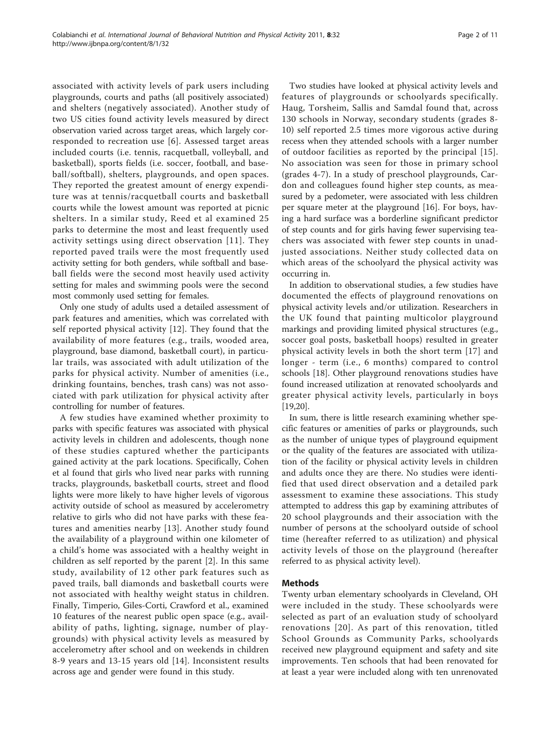associated with activity levels of park users including playgrounds, courts and paths (all positively associated) and shelters (negatively associated). Another study of two US cities found activity levels measured by direct observation varied across target areas, which largely corresponded to recreation use [6]. Assessed target areas included courts (i.e. tennis, racquetball, volleyball, and basketball), sports fields (i.e. soccer, football, and baseball/softball), shelters, playgrounds, and open spaces. They reported the greatest amount of energy expenditure was at tennis/racquetball courts and basketball courts while the lowest amount was reported at picnic shelters. In a similar study, Reed et al examined 25 parks to determine the most and least frequently used activity settings using direct observation [11]. They reported paved trails were the most frequently used activity setting for both genders, while softball and baseball fields were the second most heavily used activity setting for males and swimming pools were the second most commonly used setting for females.

Only one study of adults used a detailed assessment of park features and amenities, which was correlated with self reported physical activity [12]. They found that the availability of more features (e.g., trails, wooded area, playground, base diamond, basketball court), in particular trails, was associated with adult utilization of the parks for physical activity. Number of amenities (i.e., drinking fountains, benches, trash cans) was not associated with park utilization for physical activity after controlling for number of features.

A few studies have examined whether proximity to parks with specific features was associated with physical activity levels in children and adolescents, though none of these studies captured whether the participants gained activity at the park locations. Specifically, Cohen et al found that girls who lived near parks with running tracks, playgrounds, basketball courts, street and flood lights were more likely to have higher levels of vigorous activity outside of school as measured by accelerometry relative to girls who did not have parks with these features and amenities nearby [13]. Another study found the availability of a playground within one kilometer of a child's home was associated with a healthy weight in children as self reported by the parent [2]. In this same study, availability of 12 other park features such as paved trails, ball diamonds and basketball courts were not associated with healthy weight status in children. Finally, Timperio, Giles-Corti, Crawford et al., examined 10 features of the nearest public open space (e.g., availability of paths, lighting, signage, number of playgrounds) with physical activity levels as measured by accelerometry after school and on weekends in children 8-9 years and 13-15 years old [14]. Inconsistent results across age and gender were found in this study.

Two studies have looked at physical activity levels and features of playgrounds or schoolyards specifically. Haug, Torsheim, Sallis and Samdal found that, across 130 schools in Norway, secondary students (grades 8-10) self reported 2.5 times more vigorous active during recess when they attended schools with a larger number of outdoor facilities as reported by the principal [15]. No association was seen for those in primary school (grades 4-7). In a study of preschool playgrounds, Cardon and colleagues found higher step counts, as measured by a pedometer, were associated with less children per square meter at the playground [16]. For boys, having a hard surface was a borderline significant predictor of step counts and for girls having fewer supervising teachers was associated with fewer step counts in unadjusted associations. Neither study collected data on which areas of the schoolyard the physical activity was occurring in.

In addition to observational studies, a few studies have documented the effects of playground renovations on physical activity levels and/or utilization. Researchers in the UK found that painting multicolor playground markings and providing limited physical structures (e.g., soccer goal posts, basketball hoops) resulted in greater physical activity levels in both the short term [17] and longer - term (i.e., 6 months) compared to control schools [18]. Other playground renovations studies have found increased utilization at renovated schoolyards and greater physical activity levels, particularly in boys [19,20].

In sum, there is little research examining whether specific features or amenities of parks or playgrounds, such as the number of unique types of playground equipment or the quality of the features are associated with utilization of the facility or physical activity levels in children and adults once they are there. No studies were identified that used direct observation and a detailed park assessment to examine these associations. This study attempted to address this gap by examining attributes of 20 school playgrounds and their association with the number of persons at the schoolyard outside of school time (hereafter referred to as utilization) and physical activity levels of those on the playground (hereafter referred to as physical activity level).

## Methods

Twenty urban elementary schoolyards in Cleveland, OH were included in the study. These schoolyards were selected as part of an evaluation study of schoolyard renovations [20]. As part of this renovation, titled School Grounds as Community Parks, schoolyards received new playground equipment and safety and site improvements. Ten schools that had been renovated for at least a year were included along with ten unrenovated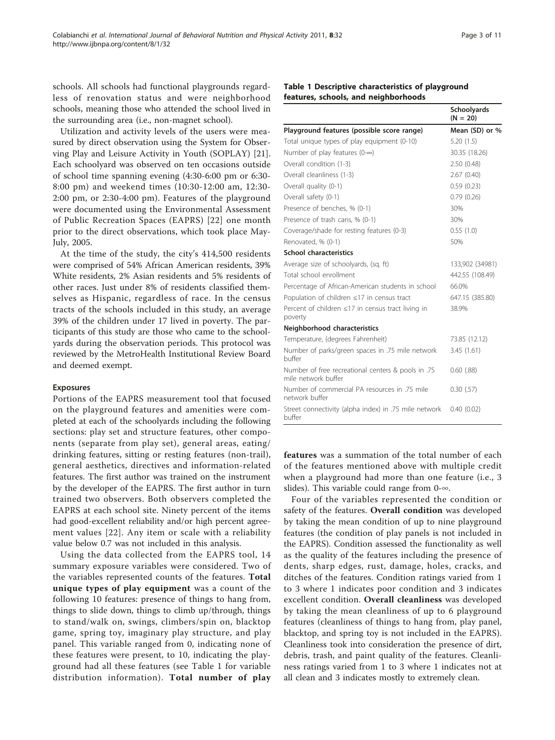schools. All schools had functional playgrounds regardless of renovation status and were neighborhood schools, meaning those who attended the school lived in the surrounding area (i.e., non-magnet school).

Utilization and activity levels of the users were measured by direct observation using the System for Observing Play and Leisure Activity in Youth (SOPLAY) [21]. Each schoolyard was observed on ten occasions outside of school time spanning evening (4:30-6:00 pm or 6:30-8:00 pm) and weekend times (10:30-12:00 am, 12:30-2:00 pm, or 2:30-4:00 pm). Features of the playground were documented using the Environmental Assessment of Public Recreation Spaces (EAPRS) [22] one month prior to the direct observations, which took place May-July, 2005.

At the time of the study, the city's 414,500 residents were comprised of 54% African American residents, 39% White residents, 2% Asian residents and 5% residents of other races. Just under 8% of residents classified themselves as Hispanic, regardless of race. In the census tracts of the schools included in this study, an average 39% of the children under 17 lived in poverty. The participants of this study are those who came to the schoolyards during the observation periods. This protocol was reviewed by the MetroHealth Institutional Review Board and deemed exempt.

### Exposures

Portions of the EAPRS measurement tool that focused on the playground features and amenities were completed at each of the schoolyards including the following sections: play set and structure features, other components (separate from play set), general areas, eating/drinking features, sitting or resting features (non-trail), general aesthetics, directives and information-related features. The first author was trained on the instrument by the developer of the EAPRS. The first author in turn trained two observers. Both observers completed the EAPRS at each school site. Ninety percent of the items had good-excellent reliability and/or high percent agreement values [22]. Any item or scale with a reliability value below 0.7 was not included in this analysis.

Using the data collected from the EAPRS tool, 14 summary exposure variables were considered. Two of the variables represented counts of the features. **Total unique types of play equipment** was a count of the following 10 features: presence of things to hang from, things to slide down, things to climb up/through, things to stand/walk on, swings, climbers/spin on, blacktop game, spring toy, imaginary play structure, and play panel. This variable ranged from 0, indicating none of these features were present, to 10, indicating the playground had all these features (see Table 1 for variable distribution information). **Total number of play features** was a summation of the total number of each of the features mentioned above with multiple credit when a playground had more than one feature (i.e., 3 slides). This variable could range from 0-∞.

**Table 1 Descriptive characteristics of playground features, schools, and neighborhoods**

| | Schoolyards (N = 20) |
|---|---|
| **Playground features (possible score range)** | **Mean (SD) or %** |
| Total unique types of play equipment (0-10) | 5.20 (1.5) |
| Number of play features (0-∞) | 30.35 (18.26) |
| Overall condition (1-3) | 2.50 (0.48) |
| Overall cleanliness (1-3) | 2.67 (0.40) |
| Overall quality (0-1) | 0.59 (0.23) |
| Overall safety (0-1) | 0.79 (0.26) |
| Presence of benches, % (0-1) | 30% |
| Presence of trash cans, % (0-1) | 30% |
| Coverage/shade for resting features (0-3) | 0.55 (1.0) |
| Renovated, % (0-1) | 50% |
| **School characteristics** | |
| Average size of schoolyards, (sq. ft) | 133,902 (34981) |
| Total school enrollment | 442.55 (108.49) |
| Percentage of African-American students in school | 66.0% |
| Population of children ≤17 in census tract | 647.15 (385.80) |
| Percent of children ≤17 in census tract living in poverty | 38.9% |
| **Neighborhood characteristics** | |
| Temperature, (degrees Fahrenheit) | 73.85 (12.12) |
| Number of parks/green spaces in .75 mile network buffer | 3.45 (1.61) |
| Number of free recreational centers & pools in .75 mile network buffer | 0.60 (.88) |
| Number of commercial PA resources in .75 mile network buffer | 0.30 (.57) |
| Street connectivity (alpha index) in .75 mile network buffer | 0.40 (0.02) |

Four of the variables represented the condition or safety of the features. **Overall condition** was developed by taking the mean condition of up to nine playground features (the condition of play panels is not included in the EAPRS). Condition assessed the functionality as well as the quality of the features including the presence of dents, sharp edges, rust, damage, holes, cracks, and ditches of the features. Condition ratings varied from 1 to 3 where 1 indicates poor condition and 3 indicates excellent condition. **Overall cleanliness** was developed by taking the mean cleanliness of up to 6 playground features (cleanliness of things to hang from, play panel, blacktop, and spring toy is not included in the EAPRS). Cleanliness took into consideration the presence of dirt, debris, trash, and paint quality of the features. Cleanliness ratings varied from 1 to 3 where 1 indicates not at all clean and 3 indicates mostly to extremely clean.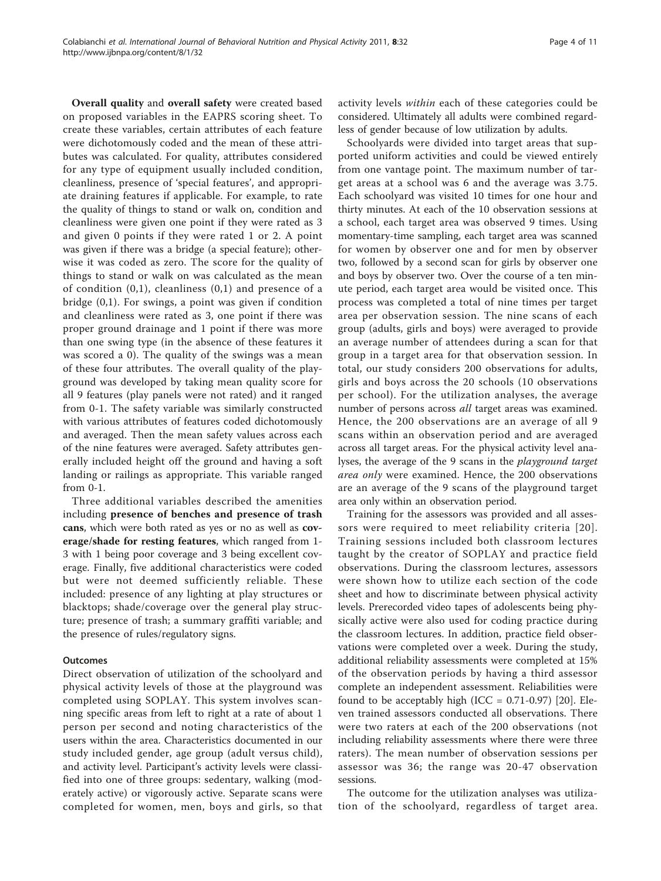**Overall quality** and **overall safety** were created based on proposed variables in the EAPRS scoring sheet. To create these variables, certain attributes of each feature were dichotomously coded and the mean of these attributes was calculated. For quality, attributes considered for any type of equipment usually included condition, cleanliness, presence of 'special features', and appropriate draining features if applicable. For example, to rate the quality of things to stand or walk on, condition and cleanliness were given one point if they were rated as 3 and given 0 points if they were rated 1 or 2. A point was given if there was a bridge (a special feature); otherwise it was coded as zero. The score for the quality of things to stand or walk on was calculated as the mean of condition (0,1), cleanliness (0,1) and presence of a bridge (0,1). For swings, a point was given if condition and cleanliness were rated as 3, one point if there was proper ground drainage and 1 point if there was more than one swing type (in the absence of these features it was scored a 0). The quality of the swings was a mean of these four attributes. The overall quality of the playground was developed by taking mean quality score for all 9 features (play panels were not rated) and it ranged from 0-1. The safety variable was similarly constructed with various attributes of features coded dichotomously and averaged. Then the mean safety values across each of the nine features were averaged. Safety attributes generally included height off the ground and having a soft landing or railings as appropriate. This variable ranged from 0-1.

Three additional variables described the amenities including **presence of benches and presence of trash cans**, which were both rated as yes or no as well as **coverage/shade for resting features**, which ranged from 1-3 with 1 being poor coverage and 3 being excellent coverage. Finally, five additional characteristics were coded but were not deemed sufficiently reliable. These included: presence of any lighting at play structures or blacktops; shade/coverage over the general play structure; presence of trash; a summary graffiti variable; and the presence of rules/regulatory signs.

### Outcomes

Direct observation of utilization of the schoolyard and physical activity levels of those at the playground was completed using SOPLAY. This system involves scanning specific areas from left to right at a rate of about 1 person per second and noting characteristics of the users within the area. Characteristics documented in our study included gender, age group (adult versus child), and activity level. Participant's activity levels were classified into one of three groups: sedentary, walking (moderately active) or vigorously active. Separate scans were completed for women, men, boys and girls, so that activity levels *within* each of these categories could be considered. Ultimately all adults were combined regardless of gender because of low utilization by adults.

Schoolyards were divided into target areas that supported uniform activities and could be viewed entirely from one vantage point. The maximum number of target areas at a school was 6 and the average was 3.75. Each schoolyard was visited 10 times for one hour and thirty minutes. At each of the 10 observation sessions at a school, each target area was observed 9 times. Using momentary-time sampling, each target area was scanned for women by observer one and for men by observer two, followed by a second scan for girls by observer one and boys by observer two. Over the course of a ten minute period, each target area would be visited once. This process was completed a total of nine times per target area per observation session. The nine scans of each group (adults, girls and boys) were averaged to provide an average number of attendees during a scan for that group in a target area for that observation session. In total, our study considers 200 observations for adults, girls and boys across the 20 schools (10 observations per school). For the utilization analyses, the average number of persons across *all* target areas was examined. Hence, the 200 observations are an average of all 9 scans within an observation period and are averaged across all target areas. For the physical activity level analyses, the average of the 9 scans in the *playground target area only* were examined. Hence, the 200 observations are an average of the 9 scans of the playground target area only within an observation period.

Training for the assessors was provided and all assessors were required to meet reliability criteria [20]. Training sessions included both classroom lectures taught by the creator of SOPLAY and practice field observations. During the classroom lectures, assessors were shown how to utilize each section of the code sheet and how to discriminate between physical activity levels. Prerecorded video tapes of adolescents being physically active were also used for coding practice during the classroom lectures. In addition, practice field observations were completed over a week. During the study, additional reliability assessments were completed at 15% of the observation periods by having a third assessor complete an independent assessment. Reliabilities were found to be acceptably high (ICC = 0.71-0.97) [20]. Eleven trained assessors conducted all observations. There were two raters at each of the 200 observations (not including reliability assessments where there were three raters). The mean number of observation sessions per assessor was 36; the range was 20-47 observation sessions.

The outcome for the utilization analyses was utilization of the schoolyard, regardless of target area.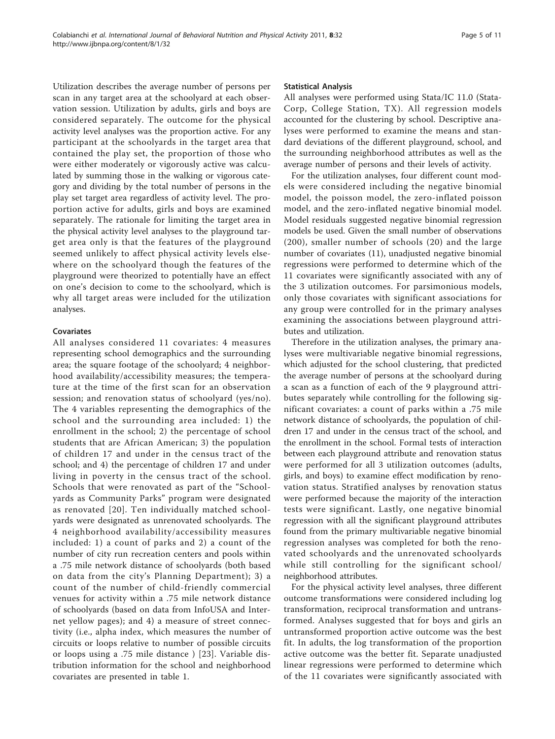Utilization describes the average number of persons per scan in any target area at the schoolyard at each observation session. Utilization by adults, girls and boys are considered separately. The outcome for the physical activity level analyses was the proportion active. For any participant at the schoolyards in the target area that contained the play set, the proportion of those who were either moderately or vigorously active was calculated by summing those in the walking or vigorous category and dividing by the total number of persons in the play set target area regardless of activity level. The proportion active for adults, girls and boys are examined separately. The rationale for limiting the target area in the physical activity level analyses to the playground target area only is that the features of the playground seemed unlikely to affect physical activity levels elsewhere on the schoolyard though the features of the playground were theorized to potentially have an effect on one's decision to come to the schoolyard, which is why all target areas were included for the utilization analyses.

### Covariates

All analyses considered 11 covariates: 4 measures representing school demographics and the surrounding area; the square footage of the schoolyard; 4 neighborhood availability/accessibility measures; the temperature at the time of the first scan for an observation session; and renovation status of schoolyard (yes/no). The 4 variables representing the demographics of the school and the surrounding area included: 1) the enrollment in the school; 2) the percentage of school students that are African American; 3) the population of children 17 and under in the census tract of the school; and 4) the percentage of children 17 and under living in poverty in the census tract of the school. Schools that were renovated as part of the "Schoolyards as Community Parks" program were designated as renovated [20]. Ten individually matched schoolyards were designated as unrenovated schoolyards. The 4 neighborhood availability/accessibility measures included: 1) a count of parks and 2) a count of the number of city run recreation centers and pools within a .75 mile network distance of schoolyards (both based on data from the city's Planning Department); 3) a count of the number of child-friendly commercial venues for activity within a .75 mile network distance of schoolyards (based on data from InfoUSA and Internet yellow pages); and 4) a measure of street connectivity (i.e., alpha index, which measures the number of circuits or loops relative to number of possible circuits or loops using a .75 mile distance ) [23]. Variable distribution information for the school and neighborhood covariates are presented in table 1.

### Statistical Analysis

All analyses were performed using Stata/IC 11.0 (StataCorp, College Station, TX). All regression models accounted for the clustering by school. Descriptive analyses were performed to examine the means and standard deviations of the different playground, school, and the surrounding neighborhood attributes as well as the average number of persons and their levels of activity.

For the utilization analyses, four different count models were considered including the negative binomial model, the poisson model, the zero-inflated poisson model, and the zero-inflated negative binomial model. Model residuals suggested negative binomial regression models be used. Given the small number of observations (200), smaller number of schools (20) and the large number of covariates (11), unadjusted negative binomial regressions were performed to determine which of the 11 covariates were significantly associated with any of the 3 utilization outcomes. For parsimonious models, only those covariates with significant associations for any group were controlled for in the primary analyses examining the associations between playground attributes and utilization.

Therefore in the utilization analyses, the primary analyses were multivariable negative binomial regressions, which adjusted for the school clustering, that predicted the average number of persons at the schoolyard during a scan as a function of each of the 9 playground attributes separately while controlling for the following significant covariates: a count of parks within a .75 mile network distance of schoolyards, the population of children 17 and under in the census tract of the school, and the enrollment in the school. Formal tests of interaction between each playground attribute and renovation status were performed for all 3 utilization outcomes (adults, girls, and boys) to examine effect modification by renovation status. Stratified analyses by renovation status were performed because the majority of the interaction tests were significant. Lastly, one negative binomial regression with all the significant playground attributes found from the primary multivariable negative binomial regression analyses was completed for both the renovated schoolyards and the unrenovated schoolyards while still controlling for the significant school/neighborhood attributes.

For the physical activity level analyses, three different outcome transformations were considered including log transformation, reciprocal transformation and untransformed. Analyses suggested that for boys and girls an untransformed proportion active outcome was the best fit. In adults, the log transformation of the proportion active outcome was the better fit. Separate unadjusted linear regressions were performed to determine which of the 11 covariates were significantly associated with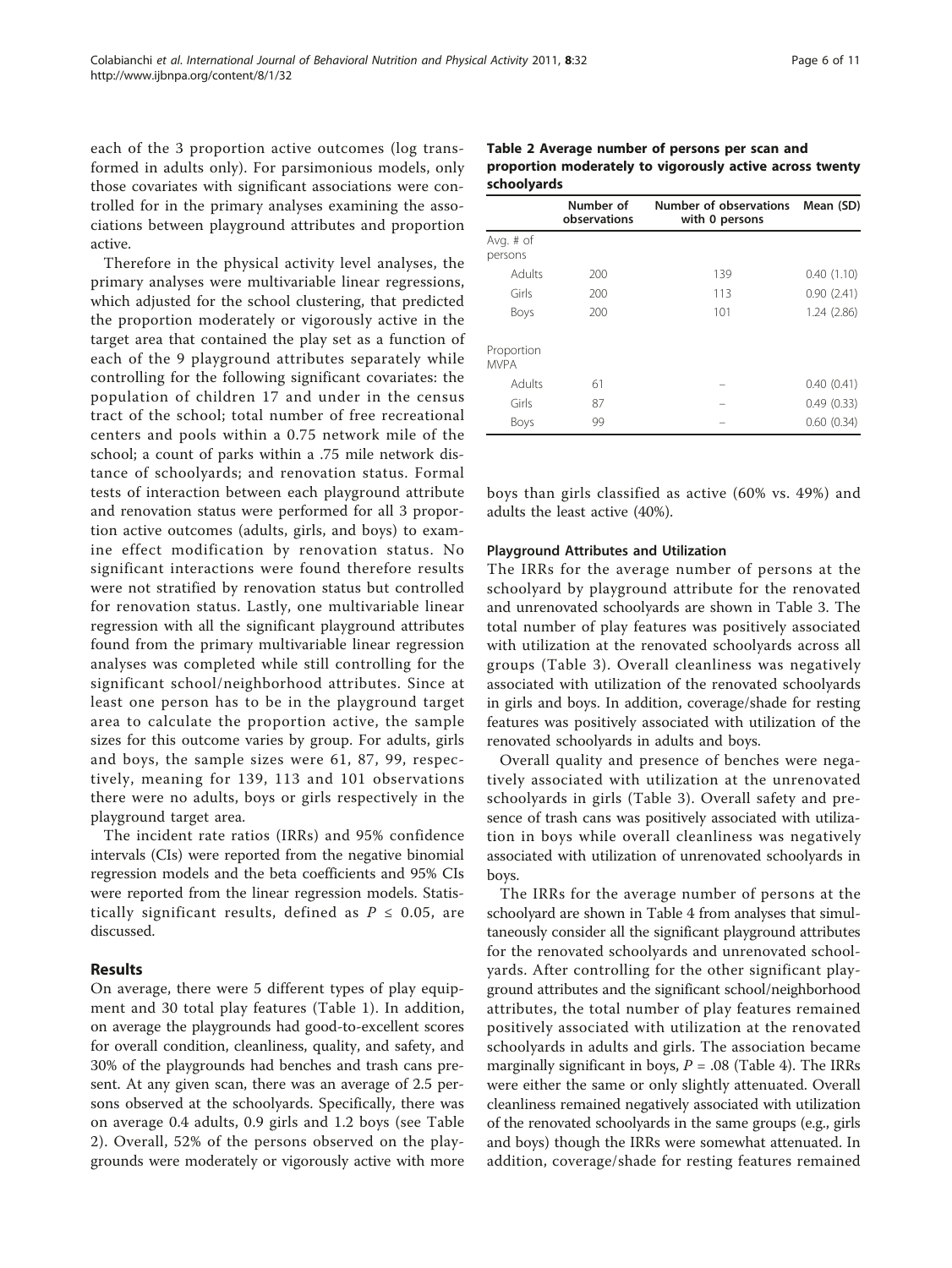each of the 3 proportion active outcomes (log transformed in adults only). For parsimonious models, only those covariates with significant associations were controlled for in the primary analyses examining the associations between playground attributes and proportion active.

Therefore in the physical activity level analyses, the primary analyses were multivariable linear regressions, which adjusted for the school clustering, that predicted the proportion moderately or vigorously active in the target area that contained the play set as a function of each of the 9 playground attributes separately while controlling for the following significant covariates: the population of children 17 and under in the census tract of the school; total number of free recreational centers and pools within a 0.75 network mile of the school; a count of parks within a .75 mile network distance of schoolyards; and renovation status. Formal tests of interaction between each playground attribute and renovation status were performed for all 3 proportion active outcomes (adults, girls, and boys) to examine effect modification by renovation status. No significant interactions were found therefore results were not stratified by renovation status but controlled for renovation status. Lastly, one multivariable linear regression with all the significant playground attributes found from the primary multivariable linear regression analyses was completed while still controlling for the significant school/neighborhood attributes. Since at least one person has to be in the playground target area to calculate the proportion active, the sample sizes for this outcome varies by group. For adults, girls and boys, the sample sizes were 61, 87, 99, respectively, meaning for 139, 113 and 101 observations there were no adults, boys or girls respectively in the playground target area.

The incident rate ratios (IRRs) and 95% confidence intervals (CIs) were reported from the negative binomial regression models and the beta coefficients and 95% CIs were reported from the linear regression models. Statistically significant results, defined as $P \leq 0.05$, are discussed.

## Results

On average, there were 5 different types of play equipment and 30 total play features (Table 1). In addition, on average the playgrounds had good-to-excellent scores for overall condition, cleanliness, quality, and safety, and 30% of the playgrounds had benches and trash cans present. At any given scan, there was an average of 2.5 persons observed at the schoolyards. Specifically, there was on average 0.4 adults, 0.9 girls and 1.2 boys (see Table 2). Overall, 52% of the persons observed on the playgrounds were moderately or vigorously active with more boys than girls classified as active (60% vs. 49%) and adults the least active (40%).

**Table 2 Average number of persons per scan and proportion moderately to vigorously active across twenty schoolyards**

| | Number of observations | Number of observations with 0 persons | Mean (SD) |
|---|---|---|---|
| Avg. # of persons | | | |
| Adults | 200 | 139 | 0.40 (1.10) |
| Girls | 200 | 113 | 0.90 (2.41) |
| Boys | 200 | 101 | 1.24 (2.86) |
| Proportion MVPA | | | |
| Adults | 61 | – | 0.40 (0.41) |
| Girls | 87 | – | 0.49 (0.33) |
| Boys | 99 | – | 0.60 (0.34) |

### Playground Attributes and Utilization

The IRRs for the average number of persons at the schoolyard by playground attribute for the renovated and unrenovated schoolyards are shown in Table 3. The total number of play features was positively associated with utilization at the renovated schoolyards across all groups (Table 3). Overall cleanliness was negatively associated with utilization of the renovated schoolyards in girls and boys. In addition, coverage/shade for resting features was positively associated with utilization of the renovated schoolyards in adults and boys.

Overall quality and presence of benches were negatively associated with utilization at the unrenovated schoolyards in girls (Table 3). Overall safety and presence of trash cans was positively associated with utilization in boys while overall cleanliness was negatively associated with utilization of unrenovated schoolyards in boys.

The IRRs for the average number of persons at the schoolyard are shown in Table 4 from analyses that simultaneously consider all the significant playground attributes for the renovated schoolyards and unrenovated schoolyards. After controlling for the other significant playground attributes and the significant school/neighborhood attributes, the total number of play features remained positively associated with utilization at the renovated schoolyards in adults and girls. The association became marginally significant in boys, $P = .08$ (Table 4). The IRRs were either the same or only slightly attenuated. Overall cleanliness remained negatively associated with utilization of the renovated schoolyards in the same groups (e.g., girls and boys) though the IRRs were somewhat attenuated. In addition, coverage/shade for resting features remained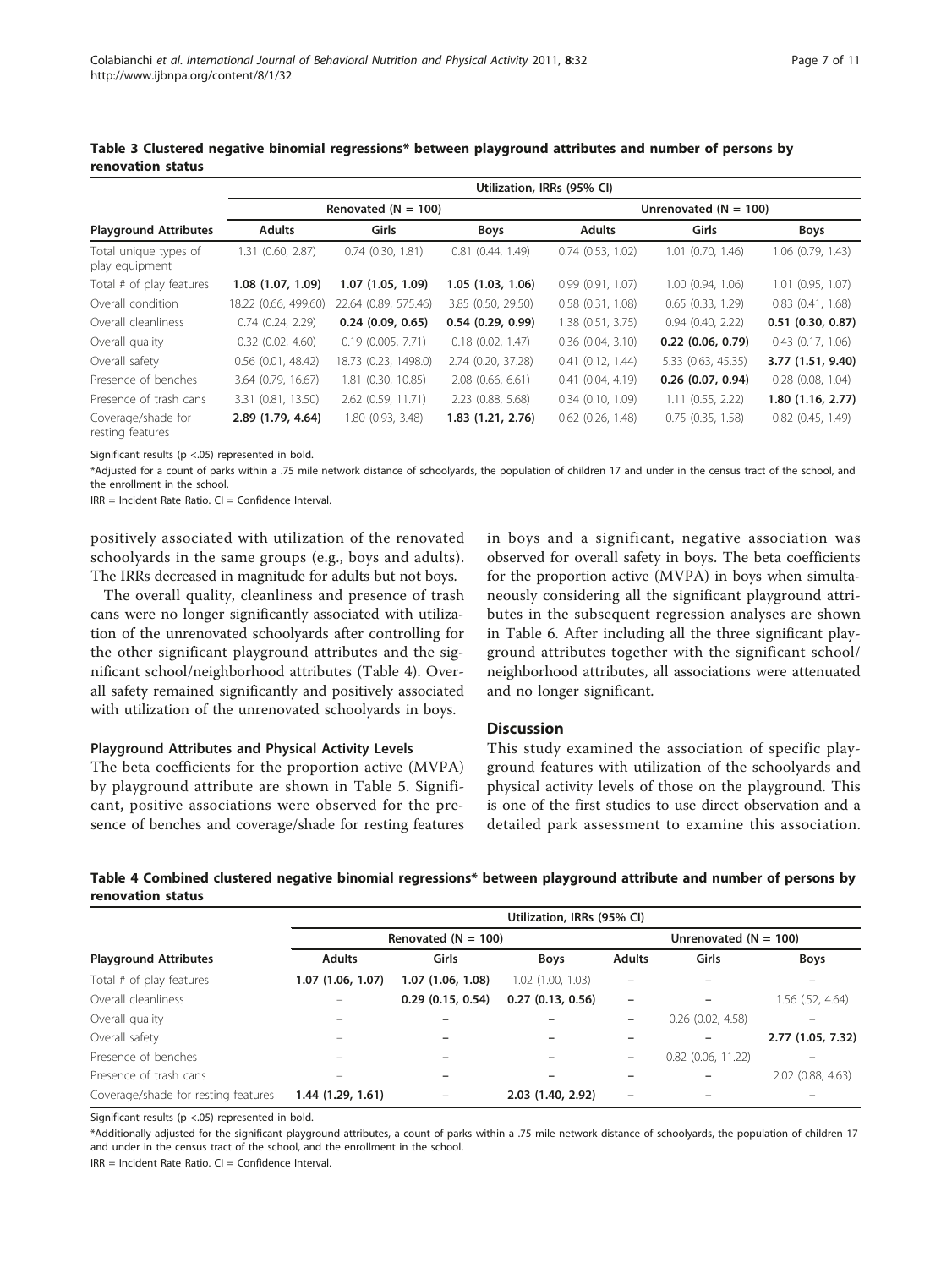**Table 3 Clustered negative binomial regressions* between playground attributes and number of persons by renovation status**

| Playground Attributes | Utilization, IRRs (95% CI) | | | | | |
|---|---|---|---|---|---|---|
| | Renovated (N = 100) | | | Unrenovated (N = 100) | | |
| | Adults | Girls | Boys | Adults | Girls | Boys |
| Total unique types of play equipment | 1.31 (0.60, 2.87) | 0.74 (0.30, 1.81) | 0.81 (0.44, 1.49) | 0.74 (0.53, 1.02) | 1.01 (0.70, 1.46) | 1.06 (0.79, 1.43) |
| Total # of play features | **1.08 (1.07, 1.09)** | **1.07 (1.05, 1.09)** | **1.05 (1.03, 1.06)** | 0.99 (0.91, 1.07) | 1.00 (0.94, 1.06) | 1.01 (0.95, 1.07) |
| Overall condition | 18.22 (0.66, 499.60) | 22.64 (0.89, 575.46) | 3.85 (0.50, 29.50) | 0.58 (0.31, 1.08) | 0.65 (0.33, 1.29) | 0.83 (0.41, 1.68) |
| Overall cleanliness | 0.74 (0.24, 2.29) | **0.24 (0.09, 0.65)** | **0.54 (0.29, 0.99)** | 1.38 (0.51, 3.75) | 0.94 (0.40, 2.22) | **0.51 (0.30, 0.87)** |
| Overall quality | 0.32 (0.02, 4.60) | 0.19 (0.005, 7.71) | 0.18 (0.02, 1.47) | 0.36 (0.04, 3.10) | **0.22 (0.06, 0.79)** | 0.43 (0.17, 1.06) |
| Overall safety | 0.56 (0.01, 48.42) | 18.73 (0.23, 1498.0) | 2.74 (0.20, 37.28) | 0.41 (0.12, 1.44) | 5.33 (0.63, 45.35) | **3.77 (1.51, 9.40)** |
| Presence of benches | 3.64 (0.79, 16.67) | 1.81 (0.30, 10.85) | 2.08 (0.66, 6.61) | 0.41 (0.04, 4.19) | **0.26 (0.07, 0.94)** | 0.28 (0.08, 1.04) |
| Presence of trash cans | 3.31 (0.81, 13.50) | 2.62 (0.59, 11.71) | 2.23 (0.88, 5.68) | 0.34 (0.10, 1.09) | 1.11 (0.55, 2.22) | **1.80 (1.16, 2.77)** |
| Coverage/shade for resting features | **2.89 (1.79, 4.64)** | 1.80 (0.93, 3.48) | **1.83 (1.21, 2.76)** | 0.62 (0.26, 1.48) | 0.75 (0.35, 1.58) | 0.82 (0.45, 1.49) |

Significant results (p <.05) represented in bold.

*Adjusted for a count of parks within a .75 mile network distance of schoolyards, the population of children 17 and under in the census tract of the school, and the enrollment in the school.

IRR = Incident Rate Ratio. CI = Confidence Interval.

positively associated with utilization of the renovated schoolyards in the same groups (e.g., boys and adults). The IRRs decreased in magnitude for adults but not boys.

The overall quality, cleanliness and presence of trash cans were no longer significantly associated with utilization of the unrenovated schoolyards after controlling for the other significant playground attributes and the significant school/neighborhood attributes (Table 4). Overall safety remained significantly and positively associated with utilization of the unrenovated schoolyards in boys.

### Playground Attributes and Physical Activity Levels

The beta coefficients for the proportion active (MVPA) by playground attribute are shown in Table 5. Significant, positive associations were observed for the presence of benches and coverage/shade for resting features in boys and a significant, negative association was observed for overall safety in boys. The beta coefficients for the proportion active (MVPA) in boys when simultaneously considering all the significant playground attributes in the subsequent regression analyses are shown in Table 6. After including all the three significant playground attributes together with the significant school/neighborhood attributes, all associations were attenuated and no longer significant.

## Discussion

This study examined the association of specific playground features with utilization of the schoolyards and physical activity levels of those on the playground. This is one of the first studies to use direct observation and a detailed park assessment to examine this association.

**Table 4 Combined clustered negative binomial regressions* between playground attribute and number of persons by renovation status**

| Playground Attributes | Utilization, IRRs (95% CI) | | | | | |
|---|---|---|---|---|---|---|
| | Renovated (N = 100) | | | Unrenovated (N = 100) | | |
| | Adults | Girls | Boys | Adults | Girls | Boys |
| Total # of play features | **1.07 (1.06, 1.07)** | **1.07 (1.06, 1.08)** | 1.02 (1.00, 1.03) | – | – | – |
| Overall cleanliness | – | **0.29 (0.15, 0.54)** | **0.27 (0.13, 0.56)** | – | – | 1.56 (.52, 4.64) |
| Overall quality | – | – | – | – | 0.26 (0.02, 4.58) | – |
| Overall safety | – | – | – | – | – | **2.77 (1.05, 7.32)** |
| Presence of benches | – | – | – | – | 0.82 (0.06, 11.22) | – |
| Presence of trash cans | – | – | – | – | – | 2.02 (0.88, 4.63) |
| Coverage/shade for resting features | **1.44 (1.29, 1.61)** | – | **2.03 (1.40, 2.92)** | – | – | – |

Significant results (p <.05) represented in bold.

*Additionally adjusted for the significant playground attributes, a count of parks within a .75 mile network distance of schoolyards, the population of children 17 and under in the census tract of the school, and the enrollment in the school.

IRR = Incident Rate Ratio. CI = Confidence Interval.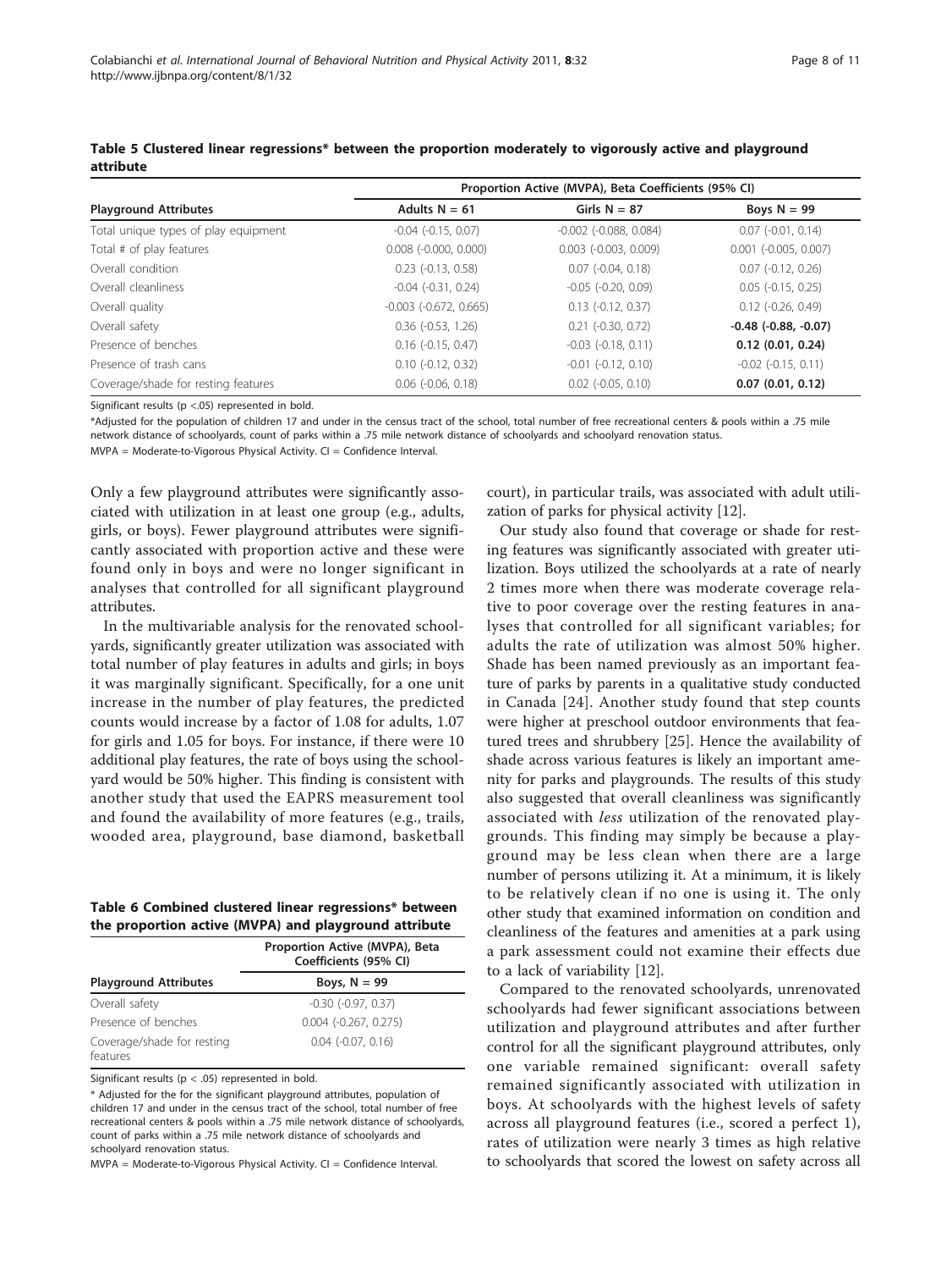**Table 5 Clustered linear regressions* between the proportion moderately to vigorously active and playground attribute**

| Playground Attributes | Proportion Active (MVPA), Beta Coefficients (95% CI) | | |
|---|---|---|---|
| | Adults N = 61 | Girls N = 87 | Boys N = 99 |
| Total unique types of play equipment | -0.04 (-0.15, 0.07) | -0.002 (-0.088, 0.084) | 0.07 (-0.01, 0.14) |
| Total # of play features | 0.008 (-0.000, 0.000) | 0.003 (-0.003, 0.009) | 0.001 (-0.005, 0.007) |
| Overall condition | 0.23 (-0.13, 0.58) | 0.07 (-0.04, 0.18) | 0.07 (-0.12, 0.26) |
| Overall cleanliness | -0.04 (-0.31, 0.24) | -0.05 (-0.20, 0.09) | 0.05 (-0.15, 0.25) |
| Overall quality | -0.003 (-0.672, 0.665) | 0.13 (-0.12, 0.37) | 0.12 (-0.26, 0.49) |
| Overall safety | 0.36 (-0.53, 1.26) | 0.21 (-0.30, 0.72) | **-0.48 (-0.88, -0.07)** |
| Presence of benches | 0.16 (-0.15, 0.47) | -0.03 (-0.18, 0.11) | **0.12 (0.01, 0.24)** |
| Presence of trash cans | 0.10 (-0.12, 0.32) | -0.01 (-0.12, 0.10) | -0.02 (-0.15, 0.11) |
| Coverage/shade for resting features | 0.06 (-0.06, 0.18) | 0.02 (-0.05, 0.10) | **0.07 (0.01, 0.12)** |

Significant results (p <.05) represented in bold.

*Adjusted for the population of children 17 and under in the census tract of the school, total number of free recreational centers & pools within a .75 mile network distance of schoolyards, count of parks within a .75 mile network distance of schoolyards and schoolyard renovation status.

MVPA = Moderate-to-Vigorous Physical Activity. CI = Confidence Interval.

Only a few playground attributes were significantly associated with utilization in at least one group (e.g., adults, girls, or boys). Fewer playground attributes were significantly associated with proportion active and these were found only in boys and were no longer significant in analyses that controlled for all significant playground attributes.

In the multivariable analysis for the renovated schoolyards, significantly greater utilization was associated with total number of play features in adults and girls; in boys it was marginally significant. Specifically, for a one unit increase in the number of play features, the predicted counts would increase by a factor of 1.08 for adults, 1.07 for girls and 1.05 for boys. For instance, if there were 10 additional play features, the rate of boys using the schoolyard would be 50% higher. This finding is consistent with another study that used the EAPRS measurement tool and found the availability of more features (e.g., trails, wooded area, playground, base diamond, basketball court), in particular trails, was associated with adult utilization of parks for physical activity [12].

**Table 6 Combined clustered linear regressions* between the proportion active (MVPA) and playground attribute**

| Playground Attributes | Proportion Active (MVPA), Beta Coefficients (95% CI) |
|---|---|
| | Boys, N = 99 |
| Overall safety | -0.30 (-0.97, 0.37) |
| Presence of benches | 0.004 (-0.267, 0.275) |
| Coverage/shade for resting features | 0.04 (-0.07, 0.16) |

Significant results (p < .05) represented in bold.

* Adjusted for the for the significant playground attributes, population of children 17 and under in the census tract of the school, total number of free recreational centers & pools within a .75 mile network distance of schoolyards, count of parks within a .75 mile network distance of schoolyards and schoolyard renovation status.

MVPA = Moderate-to-Vigorous Physical Activity. CI = Confidence Interval.

Our study also found that coverage or shade for resting features was significantly associated with greater utilization. Boys utilized the schoolyards at a rate of nearly 2 times more when there was moderate coverage relative to poor coverage over the resting features in analyses that controlled for all significant variables; for adults the rate of utilization was almost 50% higher. Shade has been named previously as an important feature of parks by parents in a qualitative study conducted in Canada [24]. Another study found that step counts were higher at preschool outdoor environments that featured trees and shrubbery [25]. Hence the availability of shade across various features is likely an important amenity for parks and playgrounds. The results of this study also suggested that overall cleanliness was significantly associated with *less* utilization of the renovated playgrounds. This finding may simply be because a playground may be less clean when there are a large number of persons utilizing it. At a minimum, it is likely to be relatively clean if no one is using it. The only other study that examined information on condition and cleanliness of the features and amenities at a park using a park assessment could not examine their effects due to a lack of variability [12].

Compared to the renovated schoolyards, unrenovated schoolyards had fewer significant associations between utilization and playground attributes and after further control for all the significant playground attributes, only one variable remained significant: overall safety remained significantly associated with utilization in boys. At schoolyards with the highest levels of safety across all playground features (i.e., scored a perfect 1), rates of utilization were nearly 3 times as high relative to schoolyards that scored the lowest on safety across all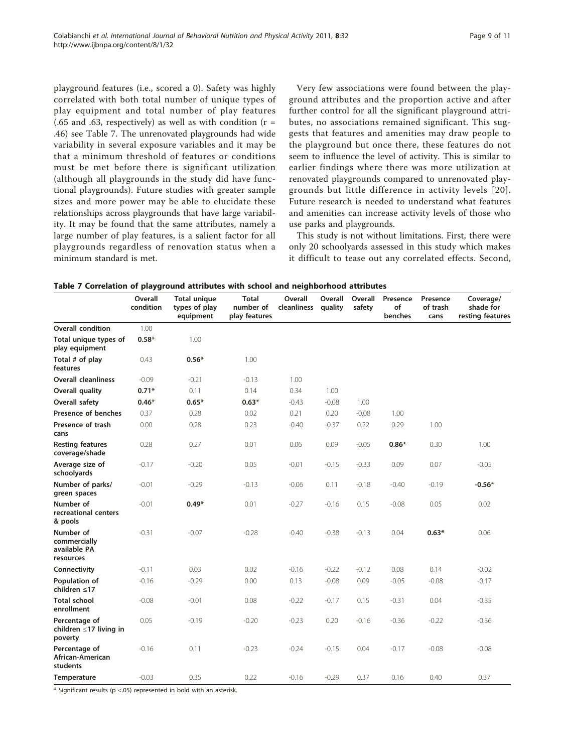playground features (i.e., scored a 0). Safety was highly correlated with both total number of unique types of play equipment and total number of play features (.65 and .63, respectively) as well as with condition (r = .46) see Table 7. The unrenovated playgrounds had wide variability in several exposure variables and it may be that a minimum threshold of features or conditions must be met before there is significant utilization (although all playgrounds in the study did have functional playgrounds). Future studies with greater sample sizes and more power may be able to elucidate these relationships across playgrounds that have large variability. It may be found that the same attributes, namely a large number of play features, is a salient factor for all playgrounds regardless of renovation status when a minimum standard is met.

Very few associations were found between the playground attributes and the proportion active and after further control for all the significant playground attributes, no associations remained significant. This suggests that features and amenities may draw people to the playground but once there, these features do not seem to influence the level of activity. This is similar to earlier findings where there was more utilization at renovated playgrounds compared to unrenovated playgrounds but little difference in activity levels [20]. Future research is needed to understand what features and amenities can increase activity levels of those who use parks and playgrounds.

This study is not without limitations. First, there were only 20 schoolyards assessed in this study which makes it difficult to tease out any correlated effects. Second,

**Table 7 Correlation of playground attributes with school and neighborhood attributes**

| | Overall condition | Total unique types of play equipment | Total number of play features | Overall cleanliness | Overall quality | Overall safety | Presence of benches | Presence of trash cans | Coverage/ shade for resting features |
|---|---|---|---|---|---|---|---|---|---|
| **Overall condition** | 1.00 | | | | | | | | |
| **Total unique types of play equipment** | **0.58*** | 1.00 | | | | | | | |
| **Total # of play features** | 0.43 | **0.56*** | 1.00 | | | | | | |
| **Overall cleanliness** | -0.09 | -0.21 | -0.13 | 1.00 | | | | | |
| **Overall quality** | **0.71*** | 0.11 | 0.14 | 0.34 | 1.00 | | | | |
| **Overall safety** | **0.46*** | **0.65*** | **0.63*** | -0.43 | -0.08 | 1.00 | | | |
| **Presence of benches** | 0.37 | 0.28 | 0.02 | 0.21 | 0.20 | -0.08 | 1.00 | | |
| **Presence of trash cans** | 0.00 | 0.28 | 0.23 | -0.40 | -0.37 | 0.22 | 0.29 | 1.00 | |
| **Resting features coverage/shade** | 0.28 | 0.27 | 0.01 | 0.06 | 0.09 | -0.05 | **0.86*** | 0.30 | 1.00 |
| **Average size of schoolyards** | -0.17 | -0.20 | 0.05 | -0.01 | -0.15 | -0.33 | 0.09 | 0.07 | -0.05 |
| **Number of parks/ green spaces** | -0.01 | -0.29 | -0.13 | -0.06 | 0.11 | -0.18 | -0.40 | -0.19 | **-0.56*** |
| **Number of recreational centers & pools** | -0.01 | **0.49*** | 0.01 | -0.27 | -0.16 | 0.15 | -0.08 | 0.05 | 0.02 |
| **Number of commercially available PA resources** | -0.31 | -0.07 | -0.28 | -0.40 | -0.38 | -0.13 | 0.04 | **0.63*** | 0.06 |
| **Connectivity** | -0.11 | 0.03 | 0.02 | -0.16 | -0.22 | -0.12 | 0.08 | 0.14 | -0.02 |
| **Population of children ≤17** | -0.16 | -0.29 | 0.00 | 0.13 | -0.08 | 0.09 | -0.05 | -0.08 | -0.17 |
| **Total school enrollment** | -0.08 | -0.01 | 0.08 | -0.22 | -0.17 | 0.15 | -0.31 | 0.04 | -0.35 |
| **Percentage of children ≤17 living in poverty** | 0.05 | -0.19 | -0.20 | -0.23 | 0.20 | -0.16 | -0.36 | -0.22 | -0.36 |
| **Percentage of African-American students** | -0.16 | 0.11 | -0.23 | -0.24 | -0.15 | 0.04 | -0.17 | -0.08 | -0.08 |
| **Temperature** | -0.03 | 0.35 | 0.22 | -0.16 | -0.29 | 0.37 | 0.16 | 0.40 | 0.37 |

* Significant results ($p < .05$) represented in bold with an asterisk.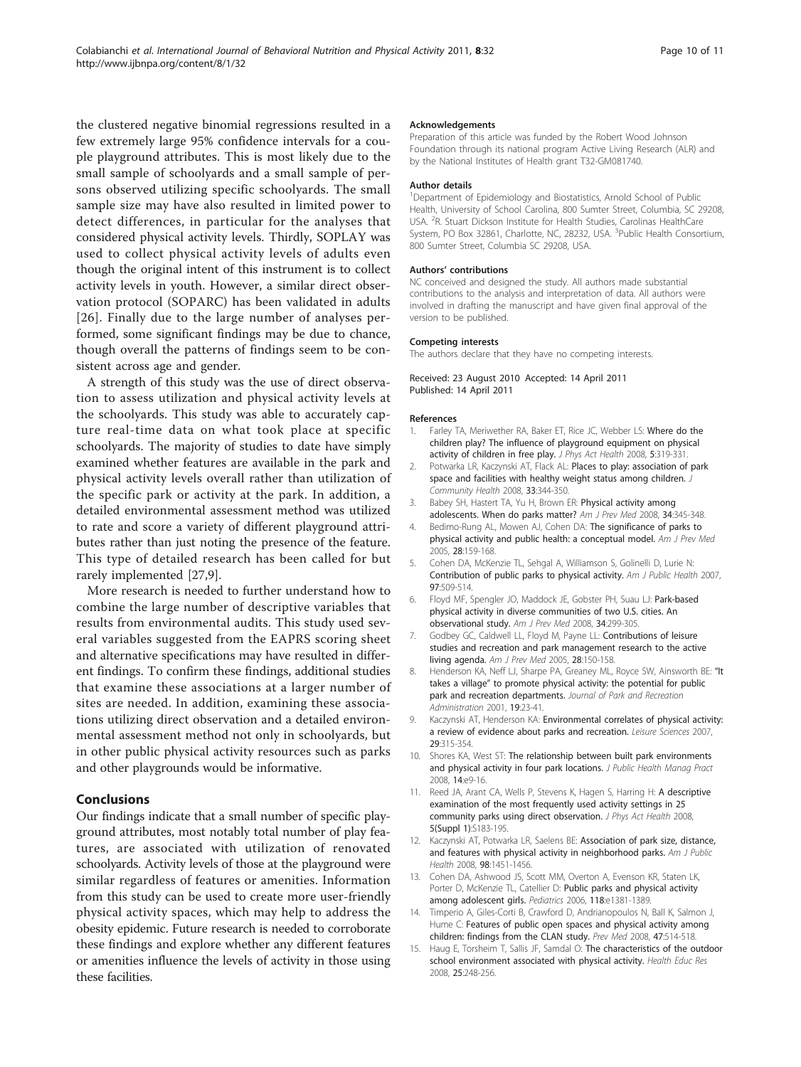the clustered negative binomial regressions resulted in a few extremely large 95% confidence intervals for a couple playground attributes. This is most likely due to the small sample of schoolyards and a small sample of persons observed utilizing specific schoolyards. The small sample size may have also resulted in limited power to detect differences, in particular for the analyses that considered physical activity levels. Thirdly, SOPLAY was used to collect physical activity levels of adults even though the original intent of this instrument is to collect activity levels in youth. However, a similar direct observation protocol (SOPARC) has been validated in adults [26]. Finally due to the large number of analyses performed, some significant findings may be due to chance, though overall the patterns of findings seem to be consistent across age and gender.

A strength of this study was the use of direct observation to assess utilization and physical activity levels at the schoolyards. This study was able to accurately capture real-time data on what took place at specific schoolyards. The majority of studies to date have simply examined whether features are available in the park and physical activity levels overall rather than utilization of the specific park or activity at the park. In addition, a detailed environmental assessment method was utilized to rate and score a variety of different playground attributes rather than just noting the presence of the feature. This type of detailed research has been called for but rarely implemented [27,9].

More research is needed to further understand how to combine the large number of descriptive variables that results from environmental audits. This study used several variables suggested from the EAPRS scoring sheet and alternative specifications may have resulted in different findings. To confirm these findings, additional studies that examine these associations at a larger number of sites are needed. In addition, examining these associations utilizing direct observation and a detailed environmental assessment method not only in schoolyards, but in other public physical activity resources such as parks and other playgrounds would be informative.

## Conclusions

Our findings indicate that a small number of specific playground attributes, most notably total number of play features, are associated with utilization of renovated schoolyards. Activity levels of those at the playground were similar regardless of features or amenities. Information from this study can be used to create more user-friendly physical activity spaces, which may help to address the obesity epidemic. Future research is needed to corroborate these findings and explore whether any different features or amenities influence the levels of activity in those using these facilities.

#### Acknowledgements

Preparation of this article was funded by the Robert Wood Johnson Foundation through its national program Active Living Research (ALR) and by the National Institutes of Health grant T32-GM081740.

#### Author details

[1]Department of Epidemiology and Biostatistics, Arnold School of Public Health, University of School Carolina, 800 Sumter Street, Columbia, SC 29208, USA. [2]R. Stuart Dickson Institute for Health Studies, Carolinas HealthCare System, PO Box 32861, Charlotte, NC, 28232, USA. [3]Public Health Consortium, 800 Sumter Street, Columbia SC 29208, USA.

#### Authors' contributions

NC conceived and designed the study. All authors made substantial contributions to the analysis and interpretation of data. All authors were involved in drafting the manuscript and have given final approval of the version to be published.

#### Competing interests

The authors declare that they have no competing interests.

Received: 23 August 2010 Accepted: 14 April 2011
Published: 14 April 2011

#### References

1. Farley TA, Meriwether RA, Baker ET, Rice JC, Webber LS: **Where do the children play? The influence of playground equipment on physical activity of children in free play.** *J Phys Act Health* 2008, **5**:319-331.
2. Potwarka LR, Kaczynski AT, Flack AL: **Places to play: association of park space and facilities with healthy weight status among children.** *J Community Health* 2008, **33**:344-350.
3. Babey SH, Hastert TA, Yu H, Brown ER: **Physical activity among adolescents. When do parks matter?** *Am J Prev Med* 2008, **34**:345-348.
4. Bedimo-Rung AL, Mowen AJ, Cohen DA: **The significance of parks to physical activity and public health: a conceptual model.** *Am J Prev Med* 2005, **28**:159-168.
5. Cohen DA, McKenzie TL, Sehgal A, Williamson S, Golinelli D, Lurie N: **Contribution of public parks to physical activity.** *Am J Public Health* 2007, **97**:509-514.
6. Floyd MF, Spengler JO, Maddock JE, Gobster PH, Suau LJ: **Park-based physical activity in diverse communities of two U.S. cities. An observational study.** *Am J Prev Med* 2008, **34**:299-305.
7. Godbey GC, Caldwell LL, Floyd M, Payne LL: **Contributions of leisure studies and recreation and park management research to the active living agenda.** *Am J Prev Med* 2005, **28**:150-158.
8. Henderson KA, Neff LJ, Sharpe PA, Greaney ML, Royce SW, Ainsworth BE: **"It takes a village" to promote physical activity: the potential for public park and recreation departments.** *Journal of Park and Recreation Administration* 2001, **19**:23-41.
9. Kaczynski AT, Henderson KA: **Environmental correlates of physical activity: a review of evidence about parks and recreation.** *Leisure Sciences* 2007, **29**:315-354.
10. Shores KA, West ST: **The relationship between built park environments and physical activity in four park locations.** *J Public Health Manag Pract* 2008, **14**:e9-16.
11. Reed JA, Arant CA, Wells P, Stevens K, Hagen S, Harring H: **A descriptive examination of the most frequently used activity settings in 25 community parks using direct observation.** *J Phys Act Health* 2008, **5(Suppl 1)**:S183-195.
12. Kaczynski AT, Potwarka LR, Saelens BE: **Association of park size, distance, and features with physical activity in neighborhood parks.** *Am J Public Health* 2008, **98**:1451-1456.
13. Cohen DA, Ashwood JS, Scott MM, Overton A, Evenson KR, Staten LK, Porter D, McKenzie TL, Catellier D: **Public parks and physical activity among adolescent girls.** *Pediatrics* 2006, **118**:e1381-1389.
14. Timperio A, Giles-Corti B, Crawford D, Andrianopoulos N, Ball K, Salmon J, Hume C: **Features of public open spaces and physical activity among children: findings from the CLAN study.** *Prev Med* 2008, **47**:514-518.
15. Haug E, Torsheim T, Sallis JF, Samdal O: **The characteristics of the outdoor school environment associated with physical activity.** *Health Educ Res* 2008, **25**:248-256.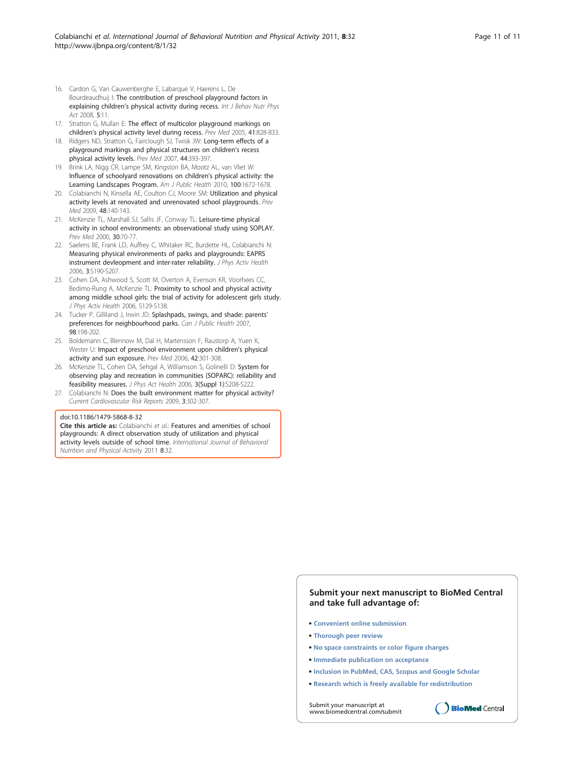16. Cardon G, Van Cauwenberghe E, Labarque V, Haerens L, De Bourdeaudhuij I: **The contribution of preschool playground factors in explaining children's physical activity during recess.** *Int J Behav Nutr Phys Act* 2008, **5**:11.
17. Stratton G, Mullan E: **The effect of multicolor playground markings on children's physical activity level during recess.** *Prev Med* 2005, **41**:828-833.
18. Ridgers ND, Stratton G, Fairclough SJ, Twisk JW: **Long-term effects of a playground markings and physical structures on children's recess physical activity levels.** *Prev Med* 2007, **44**:393-397.
19. Brink LA, Nigg CR, Lampe SM, Kingston BA, Mootz AL, van Vliet W: **Influence of schoolyard renovations on children's physical activity: the Learning Landscapes Program.** *Am J Public Health* 2010, **100**:1672-1678.
20. Colabianchi N, Kinsella AE, Coulton CJ, Moore SM: **Utilization and physical activity levels at renovated and unrenovated school playgrounds.** *Prev Med* 2009, **48**:140-143.
21. McKenzie TL, Marshall SJ, Sallis JF, Conway TL: **Leisure-time physical activity in school environments: an observational study using SOPLAY.** *Prev Med* 2000, **30**:70-77.
22. Saelens BE, Frank LD, Auffrey C, Whitaker RC, Burdette HL, Colabianchi N: **Measuring physical environments of parks and playgrounds: EAPRS instrument devleopment and inter-rater reliability.** *J Phys Activ Health* 2006, **3**:S190-S207.
23. Cohen DA, Ashwood S, Scott M, Overton A, Evenson KR, Voorhees CC, Bedimo-Rung A, McKenzie TL: **Proximity to school and physical activity among middle school girls: the trial of activity for adolescent girls study.** *J Phys Activ Health* 2006, S129-S138.
24. Tucker P, Gilliland J, Irwin JD: **Splashpads, swings, and shade: parents' preferences for neighbourhood parks.** *Can J Public Health* 2007, **98**:198-202.
25. Boldemann C, Blennow M, Dal H, Martensson F, Raustorp A, Yuen K, Wester U: **Impact of preschool environment upon children's physical activity and sun exposure.** *Prev Med* 2006, **42**:301-308.
26. McKenzie TL, Cohen DA, Sehgal A, Williamson S, Golinelli D: **System for observing play and recreation in communities (SOPARC): reliability and feasibility measures.** *J Phys Act Health* 2006, **3(Suppl 1)**:S208-S222.
27. Colabianchi N: **Does the built environment matter for physical activity?** *Current Cardiovascular Risk Reports* 2009, **3**:302-307.

doi:10.1186/1479-5868-8-32

**Cite this article as:** Colabianchi *et al.*: Features and amenities of school playgrounds: A direct observation study of utilization and physical activity levels outside of school time. *International Journal of Behavioral Nutrition and Physical Activity* 2011 **8**:32.

**Submit your next manuscript to BioMed Central and take full advantage of:**

- Convenient online submission
- Thorough peer review
- No space constraints or color figure charges
- Immediate publication on acceptance
- Inclusion in PubMed, CAS, Scopus and Google Scholar
- Research which is freely available for redistribution

Submit your manuscript at www.biomedcentral.com/submit

BioMed Central